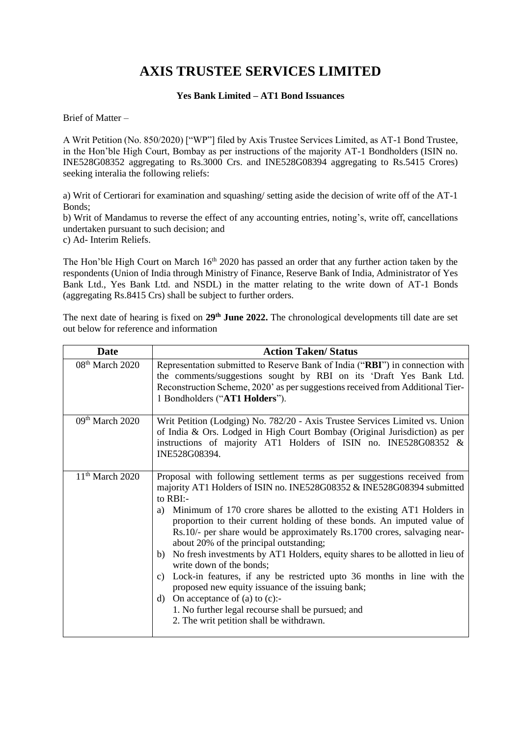# AXIS TRUSTEE SERVICES LIMITED

**Yes Bank Limited – AT1 Bond Issuances**

Brief of Matter –

A Writ Petition (No. 850/2020) ["WP"] filed by Axis Trustee Services Limited, as AT-1 Bond Trustee, in the Hon'ble High Court, Bombay as per instructions of the majority AT-1 Bondholders (ISIN no. INE528G08352 aggregating to Rs.3000 Crs. and INE528G08394 aggregating to Rs.5415 Crores) seeking interalia the following reliefs:

a) Writ of Certiorari for examination and squashing/ setting aside the decision of write off of the AT-1 Bonds;
b) Writ of Mandamus to reverse the effect of any accounting entries, noting's, write off, cancellations undertaken pursuant to such decision; and
c) Ad- Interim Reliefs.

The Hon'ble High Court on March 16th 2020 has passed an order that any further action taken by the respondents (Union of India through Ministry of Finance, Reserve Bank of India, Administrator of Yes Bank Ltd., Yes Bank Ltd. and NSDL) in the matter relating to the write down of AT-1 Bonds (aggregating Rs.8415 Crs) shall be subject to further orders.

The next date of hearing is fixed on **29th June 2022.** The chronological developments till date are set out below for reference and information

| Date | Action Taken/ Status |
|---|---|
| 08th March 2020 | Representation submitted to Reserve Bank of India ("**RBI**") in connection with the comments/suggestions sought by RBI on its 'Draft Yes Bank Ltd. Reconstruction Scheme, 2020' as per suggestions received from Additional Tier-1 Bondholders ("**AT1 Holders**"). |
| 09th March 2020 | Writ Petition (Lodging) No. 782/20 - Axis Trustee Services Limited vs. Union of India & Ors. Lodged in High Court Bombay (Original Jurisdiction) as per instructions of majority AT1 Holders of ISIN no. INE528G08352 & INE528G08394. |
| 11th March 2020 | Proposal with following settlement terms as per suggestions received from majority AT1 Holders of ISIN no. INE528G08352 & INE528G08394 submitted to RBI:- <br> a) Minimum of 170 crore shares be allotted to the existing AT1 Holders in proportion to their current holding of these bonds. An imputed value of Rs.10/- per share would be approximately Rs.1700 crores, salvaging near-about 20% of the principal outstanding; <br> b) No fresh investments by AT1 Holders, equity shares to be allotted in lieu of write down of the bonds; <br> c) Lock-in features, if any be restricted upto 36 months in line with the proposed new equity issuance of the issuing bank; <br> d) On acceptance of (a) to (c):- <br> 1. No further legal recourse shall be pursued; and <br> 2. The writ petition shall be withdrawn. |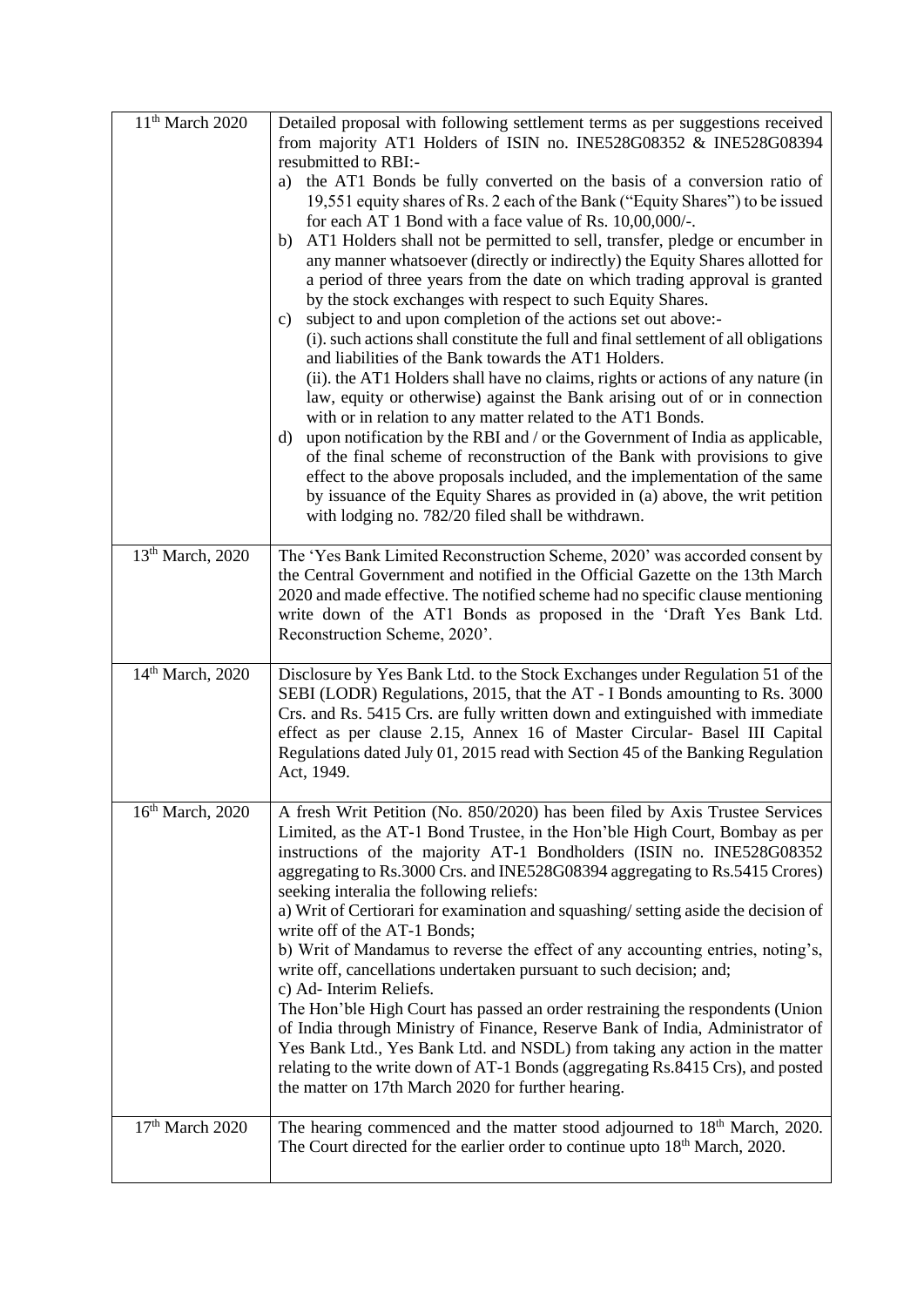| | |
|---|---|
| 11th March 2020 | Detailed proposal with following settlement terms as per suggestions received from majority AT1 Holders of ISIN no. INE528G08352 & INE528G08394 resubmitted to RBI:-<br>a) the AT1 Bonds be fully converted on the basis of a conversion ratio of 19,551 equity shares of Rs. 2 each of the Bank ("Equity Shares") to be issued for each AT 1 Bond with a face value of Rs. 10,00,000/-.<br>b) AT1 Holders shall not be permitted to sell, transfer, pledge or encumber in any manner whatsoever (directly or indirectly) the Equity Shares allotted for a period of three years from the date on which trading approval is granted by the stock exchanges with respect to such Equity Shares.<br>c) subject to and upon completion of the actions set out above:-<br>(i). such actions shall constitute the full and final settlement of all obligations and liabilities of the Bank towards the AT1 Holders.<br>(ii). the AT1 Holders shall have no claims, rights or actions of any nature (in law, equity or otherwise) against the Bank arising out of or in connection with or in relation to any matter related to the AT1 Bonds.<br>d) upon notification by the RBI and / or the Government of India as applicable, of the final scheme of reconstruction of the Bank with provisions to give effect to the above proposals included, and the implementation of the same by issuance of the Equity Shares as provided in (a) above, the writ petition with lodging no. 782/20 filed shall be withdrawn. |
| 13th March, 2020 | The 'Yes Bank Limited Reconstruction Scheme, 2020' was accorded consent by the Central Government and notified in the Official Gazette on the 13th March 2020 and made effective. The notified scheme had no specific clause mentioning write down of the AT1 Bonds as proposed in the 'Draft Yes Bank Ltd. Reconstruction Scheme, 2020'. |
| 14th March, 2020 | Disclosure by Yes Bank Ltd. to the Stock Exchanges under Regulation 51 of the SEBI (LODR) Regulations, 2015, that the AT - I Bonds amounting to Rs. 3000 Crs. and Rs. 5415 Crs. are fully written down and extinguished with immediate effect as per clause 2.15, Annex 16 of Master Circular- Basel III Capital Regulations dated July 01, 2015 read with Section 45 of the Banking Regulation Act, 1949. |
| 16th March, 2020 | A fresh Writ Petition (No. 850/2020) has been filed by Axis Trustee Services Limited, as the AT-1 Bond Trustee, in the Hon'ble High Court, Bombay as per instructions of the majority AT-1 Bondholders (ISIN no. INE528G08352 aggregating to Rs.3000 Crs. and INE528G08394 aggregating to Rs.5415 Crores) seeking interalia the following reliefs:<br>a) Writ of Certiorari for examination and squashing/ setting aside the decision of write off of the AT-1 Bonds;<br>b) Writ of Mandamus to reverse the effect of any accounting entries, noting's, write off, cancellations undertaken pursuant to such decision; and;<br>c) Ad- Interim Reliefs.<br>The Hon'ble High Court has passed an order restraining the respondents (Union of India through Ministry of Finance, Reserve Bank of India, Administrator of Yes Bank Ltd., Yes Bank Ltd. and NSDL) from taking any action in the matter relating to the write down of AT-1 Bonds (aggregating Rs.8415 Crs), and posted the matter on 17th March 2020 for further hearing. |
| 17th March 2020 | The hearing commenced and the matter stood adjourned to 18th March, 2020. The Court directed for the earlier order to continue upto 18th March, 2020. |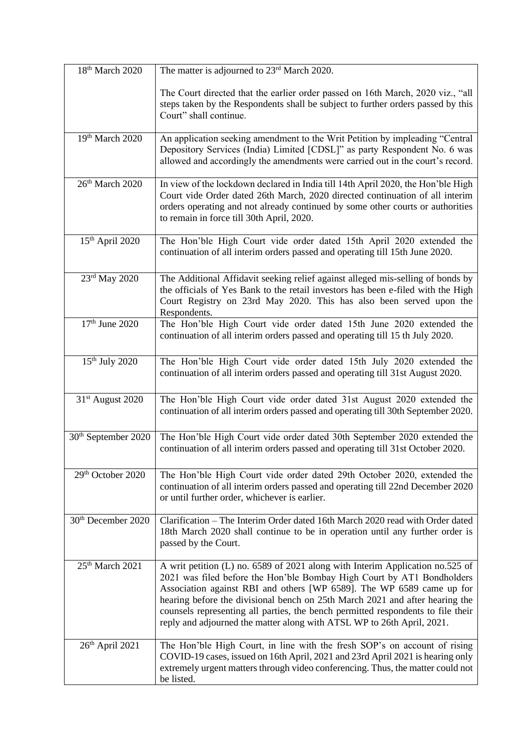| 18th March 2020 | The matter is adjourned to 23rd March 2020.<br><br>The Court directed that the earlier order passed on 16th March, 2020 viz., "all steps taken by the Respondents shall be subject to further orders passed by this Court" shall continue. |
|---|---|
| 19th March 2020 | An application seeking amendment to the Writ Petition by impleading "Central Depository Services (India) Limited [CDSL]" as party Respondent No. 6 was allowed and accordingly the amendments were carried out in the court's record. |
| 26th March 2020 | In view of the lockdown declared in India till 14th April 2020, the Hon'ble High Court vide Order dated 26th March, 2020 directed continuation of all interim orders operating and not already continued by some other courts or authorities to remain in force till 30th April, 2020. |
| 15th April 2020 | The Hon'ble High Court vide order dated 15th April 2020 extended the continuation of all interim orders passed and operating till 15th June 2020. |
| 23rd May 2020 | The Additional Affidavit seeking relief against alleged mis-selling of bonds by the officials of Yes Bank to the retail investors has been e-filed with the High Court Registry on 23rd May 2020. This has also been served upon the Respondents. |
| 17th June 2020 | The Hon'ble High Court vide order dated 15th June 2020 extended the continuation of all interim orders passed and operating till 15 th July 2020. |
| 15th July 2020 | The Hon'ble High Court vide order dated 15th July 2020 extended the continuation of all interim orders passed and operating till 31st August 2020. |
| 31st August 2020 | The Hon'ble High Court vide order dated 31st August 2020 extended the continuation of all interim orders passed and operating till 30th September 2020. |
| 30th September 2020 | The Hon'ble High Court vide order dated 30th September 2020 extended the continuation of all interim orders passed and operating till 31st October 2020. |
| 29th October 2020 | The Hon'ble High Court vide order dated 29th October 2020, extended the continuation of all interim orders passed and operating till 22nd December 2020 or until further order, whichever is earlier. |
| 30th December 2020 | Clarification – The Interim Order dated 16th March 2020 read with Order dated 18th March 2020 shall continue to be in operation until any further order is passed by the Court. |
| 25th March 2021 | A writ petition (L) no. 6589 of 2021 along with Interim Application no.525 of 2021 was filed before the Hon'ble Bombay High Court by AT1 Bondholders Association against RBI and others [WP 6589]. The WP 6589 came up for hearing before the divisional bench on 25th March 2021 and after hearing the counsels representing all parties, the bench permitted respondents to file their reply and adjourned the matter along with ATSL WP to 26th April, 2021. |
| 26th April 2021 | The Hon'ble High Court, in line with the fresh SOP's on account of rising COVID-19 cases, issued on 16th April, 2021 and 23rd April 2021 is hearing only extremely urgent matters through video conferencing. Thus, the matter could not be listed. |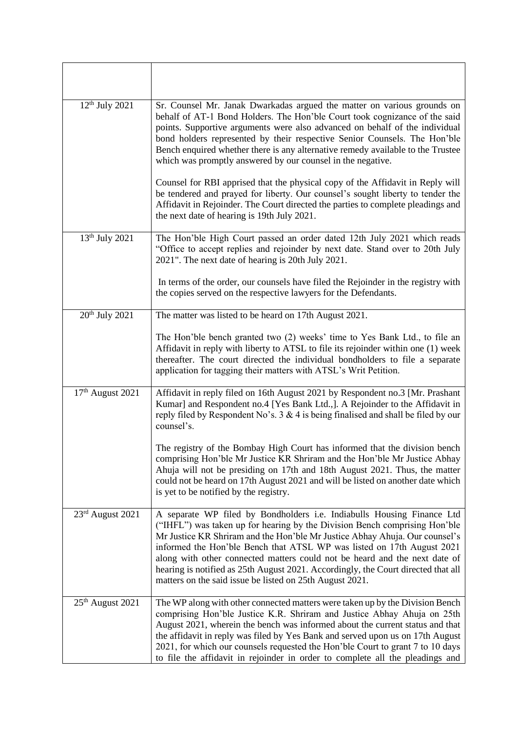| | |
|---|---|
| | |
| 12th July 2021 | Sr. Counsel Mr. Janak Dwarkadas argued the matter on various grounds on behalf of AT-1 Bond Holders. The Hon'ble Court took cognizance of the said points. Supportive arguments were also advanced on behalf of the individual bond holders represented by their respective Senior Counsels. The Hon'ble Bench enquired whether there is any alternative remedy available to the Trustee which was promptly answered by our counsel in the negative.<br><br>Counsel for RBI apprised that the physical copy of the Affidavit in Reply will be tendered and prayed for liberty. Our counsel's sought liberty to tender the Affidavit in Rejoinder. The Court directed the parties to complete pleadings and the next date of hearing is 19th July 2021. |
| 13th July 2021 | The Hon'ble High Court passed an order dated 12th July 2021 which reads "Office to accept replies and rejoinder by next date. Stand over to 20th July 2021". The next date of hearing is 20th July 2021.<br><br>In terms of the order, our counsels have filed the Rejoinder in the registry with the copies served on the respective lawyers for the Defendants. |
| 20th July 2021 | The matter was listed to be heard on 17th August 2021.<br><br>The Hon'ble bench granted two (2) weeks' time to Yes Bank Ltd., to file an Affidavit in reply with liberty to ATSL to file its rejoinder within one (1) week thereafter. The court directed the individual bondholders to file a separate application for tagging their matters with ATSL's Writ Petition. |
| 17th August 2021 | Affidavit in reply filed on 16th August 2021 by Respondent no.3 [Mr. Prashant Kumar] and Respondent no.4 [Yes Bank Ltd.,]. A Rejoinder to the Affidavit in reply filed by Respondent No's. 3 & 4 is being finalised and shall be filed by our counsel's.<br><br>The registry of the Bombay High Court has informed that the division bench comprising Hon'ble Mr Justice KR Shriram and the Hon'ble Mr Justice Abhay Ahuja will not be presiding on 17th and 18th August 2021. Thus, the matter could not be heard on 17th August 2021 and will be listed on another date which is yet to be notified by the registry. |
| 23rd August 2021 | A separate WP filed by Bondholders i.e. Indiabulls Housing Finance Ltd ("IHFL") was taken up for hearing by the Division Bench comprising Hon'ble Mr Justice KR Shriram and the Hon'ble Mr Justice Abhay Ahuja. Our counsel's informed the Hon'ble Bench that ATSL WP was listed on 17th August 2021 along with other connected matters could not be heard and the next date of hearing is notified as 25th August 2021. Accordingly, the Court directed that all matters on the said issue be listed on 25th August 2021. |
| 25th August 2021 | The WP along with other connected matters were taken up by the Division Bench comprising Hon'ble Justice K.R. Shriram and Justice Abhay Ahuja on 25th August 2021, wherein the bench was informed about the current status and that the affidavit in reply was filed by Yes Bank and served upon us on 17th August 2021, for which our counsels requested the Hon'ble Court to grant 7 to 10 days to file the affidavit in rejoinder in order to complete all the pleadings and |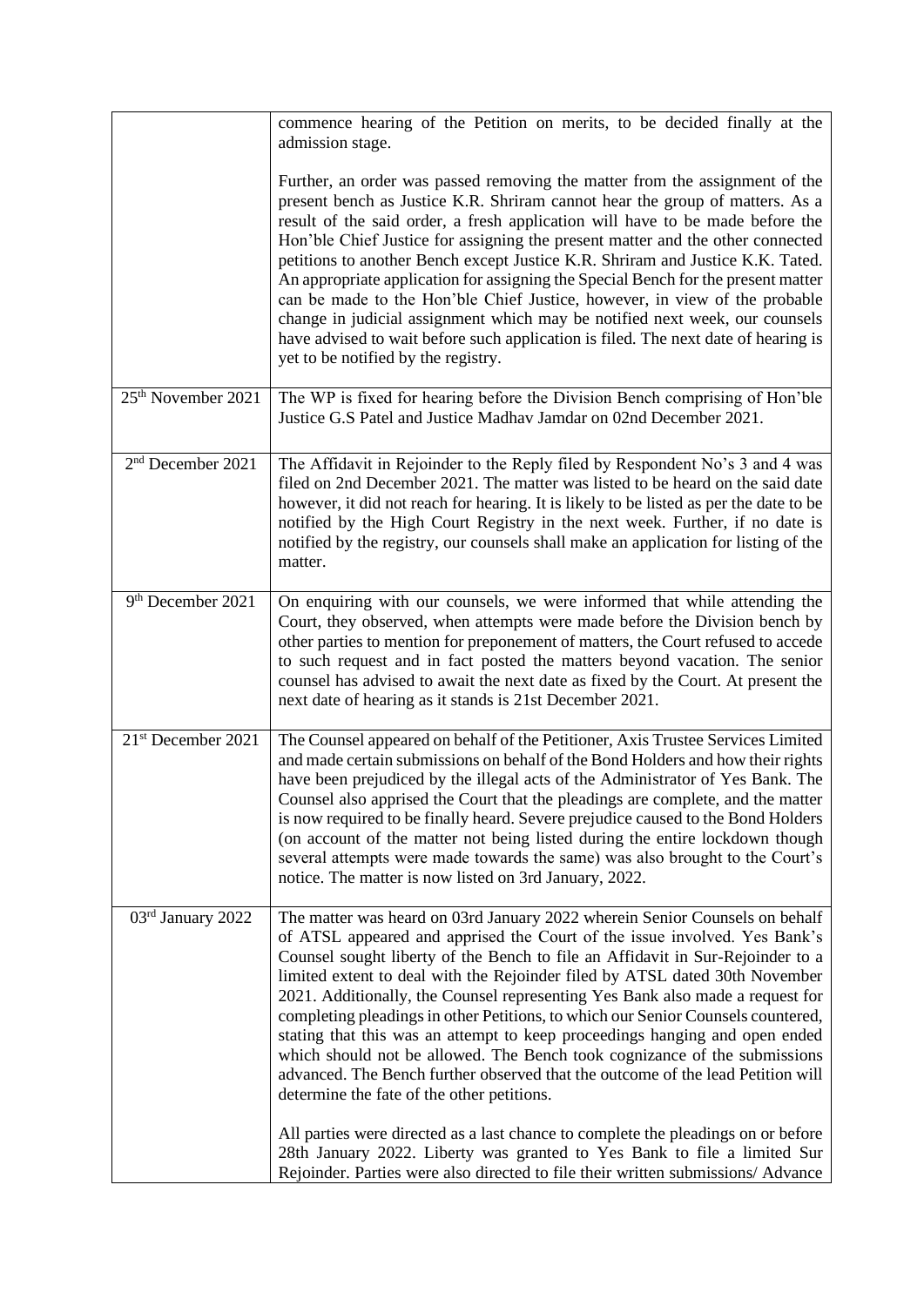| | |
|---|---|
| | commence hearing of the Petition on merits, to be decided finally at the admission stage.<br><br>Further, an order was passed removing the matter from the assignment of the present bench as Justice K.R. Shriram cannot hear the group of matters. As a result of the said order, a fresh application will have to be made before the Hon'ble Chief Justice for assigning the present matter and the other connected petitions to another Bench except Justice K.R. Shriram and Justice K.K. Tated. An appropriate application for assigning the Special Bench for the present matter can be made to the Hon'ble Chief Justice, however, in view of the probable change in judicial assignment which may be notified next week, our counsels have advised to wait before such application is filed. The next date of hearing is yet to be notified by the registry. |
| 25th November 2021 | The WP is fixed for hearing before the Division Bench comprising of Hon'ble Justice G.S Patel and Justice Madhav Jamdar on 02nd December 2021. |
| 2nd December 2021 | The Affidavit in Rejoinder to the Reply filed by Respondent No's 3 and 4 was filed on 2nd December 2021. The matter was listed to be heard on the said date however, it did not reach for hearing. It is likely to be listed as per the date to be notified by the High Court Registry in the next week. Further, if no date is notified by the registry, our counsels shall make an application for listing of the matter. |
| 9th December 2021 | On enquiring with our counsels, we were informed that while attending the Court, they observed, when attempts were made before the Division bench by other parties to mention for preponement of matters, the Court refused to accede to such request and in fact posted the matters beyond vacation. The senior counsel has advised to await the next date as fixed by the Court. At present the next date of hearing as it stands is 21st December 2021. |
| 21st December 2021 | The Counsel appeared on behalf of the Petitioner, Axis Trustee Services Limited and made certain submissions on behalf of the Bond Holders and how their rights have been prejudiced by the illegal acts of the Administrator of Yes Bank. The Counsel also apprised the Court that the pleadings are complete, and the matter is now required to be finally heard. Severe prejudice caused to the Bond Holders (on account of the matter not being listed during the entire lockdown though several attempts were made towards the same) was also brought to the Court's notice. The matter is now listed on 3rd January, 2022. |
| 03rd January 2022 | The matter was heard on 03rd January 2022 wherein Senior Counsels on behalf of ATSL appeared and apprised the Court of the issue involved. Yes Bank's Counsel sought liberty of the Bench to file an Affidavit in Sur-Rejoinder to a limited extent to deal with the Rejoinder filed by ATSL dated 30th November 2021. Additionally, the Counsel representing Yes Bank also made a request for completing pleadings in other Petitions, to which our Senior Counsels countered, stating that this was an attempt to keep proceedings hanging and open ended which should not be allowed. The Bench took cognizance of the submissions advanced. The Bench further observed that the outcome of the lead Petition will determine the fate of the other petitions.<br><br>All parties were directed as a last chance to complete the pleadings on or before 28th January 2022. Liberty was granted to Yes Bank to file a limited Sur Rejoinder. Parties were also directed to file their written submissions/ Advance |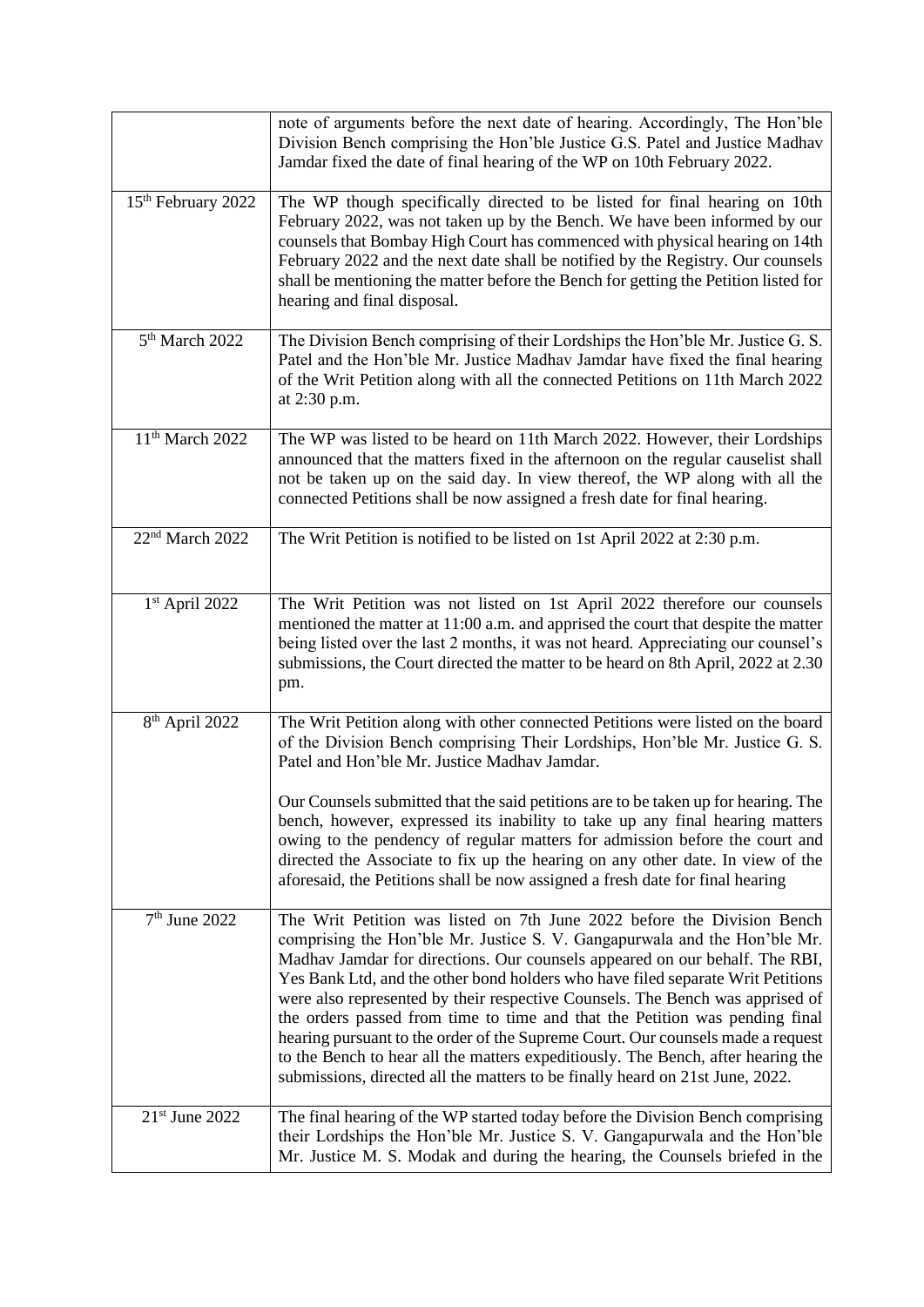| | |
|---|---|
| | note of arguments before the next date of hearing. Accordingly, The Hon'ble Division Bench comprising the Hon'ble Justice G.S. Patel and Justice Madhav Jamdar fixed the date of final hearing of the WP on 10th February 2022. |
| 15th February 2022 | The WP though specifically directed to be listed for final hearing on 10th February 2022, was not taken up by the Bench. We have been informed by our counsels that Bombay High Court has commenced with physical hearing on 14th February 2022 and the next date shall be notified by the Registry. Our counsels shall be mentioning the matter before the Bench for getting the Petition listed for hearing and final disposal. |
| 5th March 2022 | The Division Bench comprising of their Lordships the Hon'ble Mr. Justice G. S. Patel and the Hon'ble Mr. Justice Madhav Jamdar have fixed the final hearing of the Writ Petition along with all the connected Petitions on 11th March 2022 at 2:30 p.m. |
| 11th March 2022 | The WP was listed to be heard on 11th March 2022. However, their Lordships announced that the matters fixed in the afternoon on the regular causelist shall not be taken up on the said day. In view thereof, the WP along with all the connected Petitions shall be now assigned a fresh date for final hearing. |
| 22nd March 2022 | The Writ Petition is notified to be listed on 1st April 2022 at 2:30 p.m. |
| 1st April 2022 | The Writ Petition was not listed on 1st April 2022 therefore our counsels mentioned the matter at 11:00 a.m. and apprised the court that despite the matter being listed over the last 2 months, it was not heard. Appreciating our counsel's submissions, the Court directed the matter to be heard on 8th April, 2022 at 2.30 pm. |
| 8th April 2022 | The Writ Petition along with other connected Petitions were listed on the board of the Division Bench comprising Their Lordships, Hon'ble Mr. Justice G. S. Patel and Hon'ble Mr. Justice Madhav Jamdar.<br><br>Our Counsels submitted that the said petitions are to be taken up for hearing. The bench, however, expressed its inability to take up any final hearing matters owing to the pendency of regular matters for admission before the court and directed the Associate to fix up the hearing on any other date. In view of the aforesaid, the Petitions shall be now assigned a fresh date for final hearing |
| 7th June 2022 | The Writ Petition was listed on 7th June 2022 before the Division Bench comprising the Hon'ble Mr. Justice S. V. Gangapurwala and the Hon'ble Mr. Madhav Jamdar for directions. Our counsels appeared on our behalf. The RBI, Yes Bank Ltd, and the other bond holders who have filed separate Writ Petitions were also represented by their respective Counsels. The Bench was apprised of the orders passed from time to time and that the Petition was pending final hearing pursuant to the order of the Supreme Court. Our counsels made a request to the Bench to hear all the matters expeditiously. The Bench, after hearing the submissions, directed all the matters to be finally heard on 21st June, 2022. |
| 21st June 2022 | The final hearing of the WP started today before the Division Bench comprising their Lordships the Hon'ble Mr. Justice S. V. Gangapurwala and the Hon'ble Mr. Justice M. S. Modak and during the hearing, the Counsels briefed in the |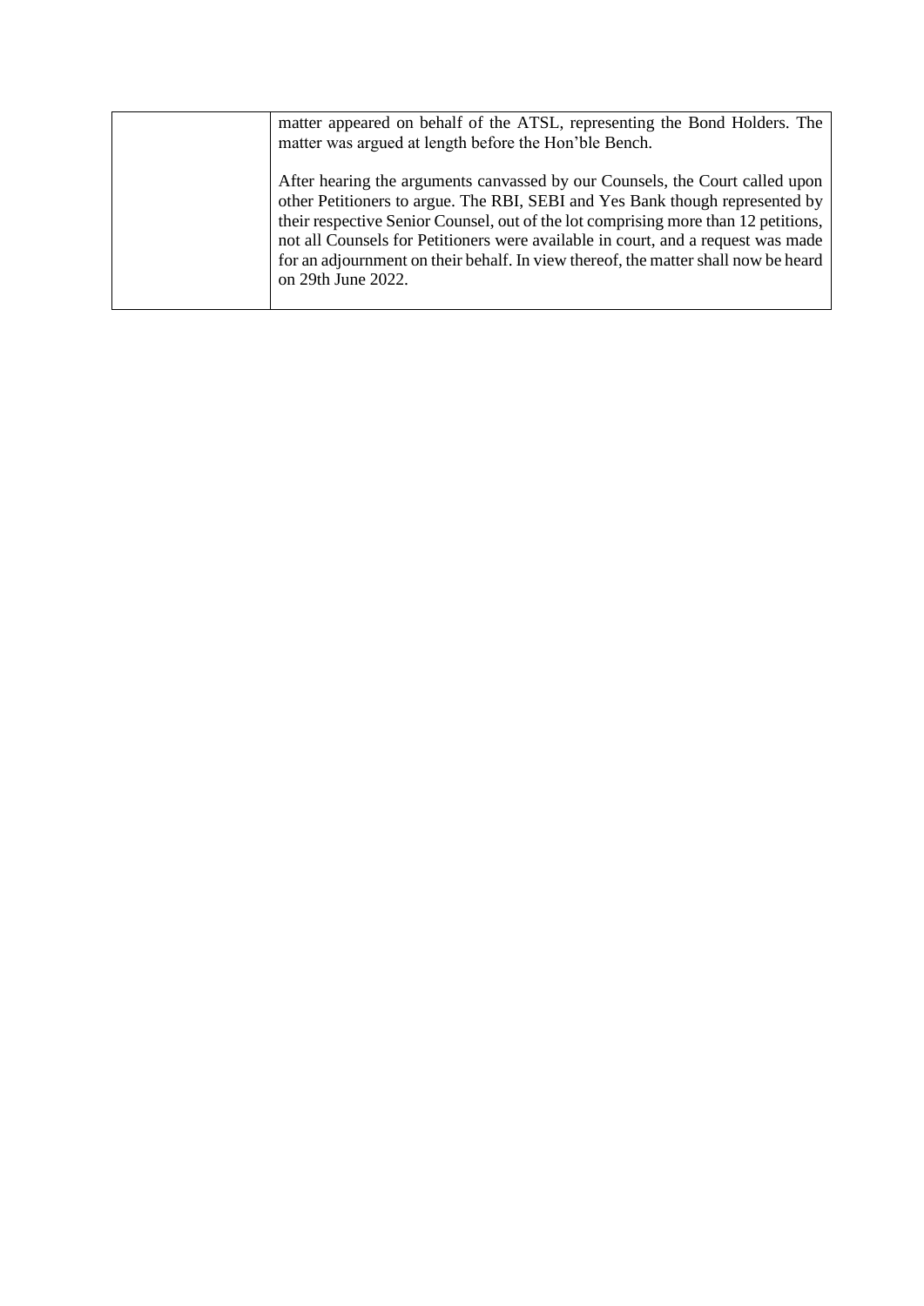| | |
|---|---|
| | matter appeared on behalf of the ATSL, representing the Bond Holders. The matter was argued at length before the Hon'ble Bench.<br><br>After hearing the arguments canvassed by our Counsels, the Court called upon other Petitioners to argue. The RBI, SEBI and Yes Bank though represented by their respective Senior Counsel, out of the lot comprising more than 12 petitions, not all Counsels for Petitioners were available in court, and a request was made for an adjournment on their behalf. In view thereof, the matter shall now be heard on 29th June 2022. |